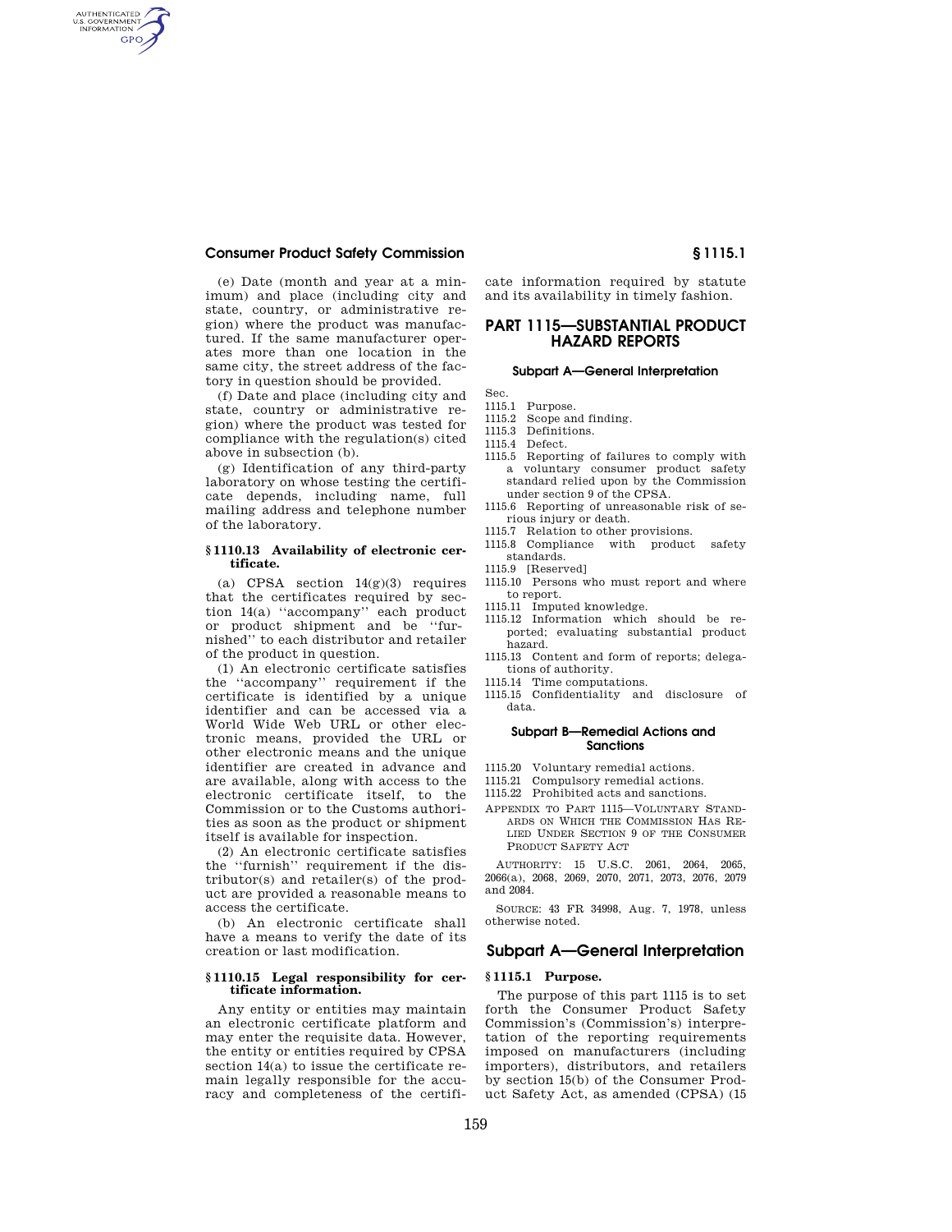(e) Date (month and year at a minimum) and place (including city and state, country, or administrative region) where the product was manufactured. If the same manufacturer operates more than one location in the same city, the street address of the factory in question should be provided.

(f) Date and place (including city and state, country or administrative region) where the product was tested for compliance with the regulation(s) cited above in subsection (b).

(g) Identification of any third-party laboratory on whose testing the certificate depends, including name, full mailing address and telephone number of the laboratory.

**§ 1110.13 Availability of electronic certificate.**

(a) CPSA section 14(g)(3) requires that the certificates required by section 14(a) ''accompany'' each product or product shipment and be ''furnished'' to each distributor and retailer of the product in question.

(1) An electronic certificate satisfies the ''accompany'' requirement if the certificate is identified by a unique identifier and can be accessed via a World Wide Web URL or other electronic means, provided the URL or other electronic means and the unique identifier are created in advance and are available, along with access to the electronic certificate itself, to the Commission or to the Customs authorities as soon as the product or shipment itself is available for inspection.

(2) An electronic certificate satisfies the ''furnish'' requirement if the distributor(s) and retailer(s) of the product are provided a reasonable means to access the certificate.

(b) An electronic certificate shall have a means to verify the date of its creation or last modification.

**§ 1110.15 Legal responsibility for certificate information.**

Any entity or entities may maintain an electronic certificate platform and may enter the requisite data. However, the entity or entities required by CPSA section 14(a) to issue the certificate remain legally responsible for the accuracy and completeness of the certificate information required by statute and its availability in timely fashion.

# PART 1115—SUBSTANTIAL PRODUCT HAZARD REPORTS

### Subpart A—General Interpretation

Sec.

1115.1 Purpose.
1115.2 Scope and finding.
1115.3 Definitions.
1115.4 Defect.
1115.5 Reporting of failures to comply with a voluntary consumer product safety standard relied upon by the Commission under section 9 of the CPSA.
1115.6 Reporting of unreasonable risk of serious injury or death.
1115.7 Relation to other provisions.
1115.8 Compliance with product safety standards.
1115.9 [Reserved]
1115.10 Persons who must report and where to report.
1115.11 Imputed knowledge.
1115.12 Information which should be reported; evaluating substantial product hazard.
1115.13 Content and form of reports; delegations of authority.
1115.14 Time computations.
1115.15 Confidentiality and disclosure of data.

### Subpart B—Remedial Actions and Sanctions

1115.20 Voluntary remedial actions.
1115.21 Compulsory remedial actions.
1115.22 Prohibited acts and sanctions.

APPENDIX TO PART 1115—VOLUNTARY STANDARDS ON WHICH THE COMMISSION HAS RELIED UNDER SECTION 9 OF THE CONSUMER PRODUCT SAFETY ACT

AUTHORITY: 15 U.S.C. 2061, 2064, 2065, 2066(a), 2068, 2069, 2070, 2071, 2073, 2076, 2079 and 2084.

SOURCE: 43 FR 34998, Aug. 7, 1978, unless otherwise noted.

## Subpart A—General Interpretation

**§ 1115.1 Purpose.**

The purpose of this part 1115 is to set forth the Consumer Product Safety Commission's (Commission's) interpretation of the reporting requirements imposed on manufacturers (including importers), distributors, and retailers by section 15(b) of the Consumer Product Safety Act, as amended (CPSA) (15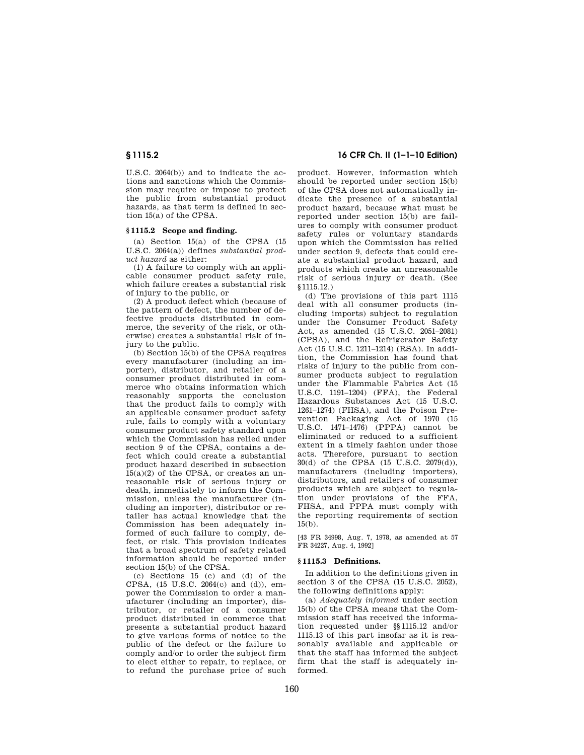U.S.C. 2064(b)) and to indicate the actions and sanctions which the Commission may require or impose to protect the public from substantial product hazards, as that term is defined in section 15(a) of the CPSA.

### § 1115.2 Scope and finding.

(a) Section 15(a) of the CPSA (15 U.S.C. 2064(a)) defines *substantial product hazard* as either:

(1) A failure to comply with an applicable consumer product safety rule, which failure creates a substantial risk of injury to the public, or

(2) A product defect which (because of the pattern of defect, the number of defective products distributed in commerce, the severity of the risk, or otherwise) creates a substantial risk of injury to the public.

(b) Section 15(b) of the CPSA requires every manufacturer (including an importer), distributor, and retailer of a consumer product distributed in commerce who obtains information which reasonably supports the conclusion that the product fails to comply with an applicable consumer product safety rule, fails to comply with a voluntary consumer product safety standard upon which the Commission has relied under section 9 of the CPSA, contains a defect which could create a substantial product hazard described in subsection 15(a)(2) of the CPSA, or creates an unreasonable risk of serious injury or death, immediately to inform the Commission, unless the manufacturer (including an importer), distributor or retailer has actual knowledge that the Commission has been adequately informed of such failure to comply, defect, or risk. This provision indicates that a broad spectrum of safety related information should be reported under section 15(b) of the CPSA.

(c) Sections 15 (c) and (d) of the CPSA, (15 U.S.C. 2064(c) and (d)), empower the Commission to order a manufacturer (including an importer), distributor, or retailer of a consumer product distributed in commerce that presents a substantial product hazard to give various forms of notice to the public of the defect or the failure to comply and/or to order the subject firm to elect either to repair, to replace, or to refund the purchase price of such product. However, information which should be reported under section 15(b) of the CPSA does not automatically indicate the presence of a substantial product hazard, because what must be reported under section 15(b) are failures to comply with consumer product safety rules or voluntary standards upon which the Commission has relied under section 9, defects that could create a substantial product hazard, and products which create an unreasonable risk of serious injury or death. (See § 1115.12.)

(d) The provisions of this part 1115 deal with all consumer products (including imports) subject to regulation under the Consumer Product Safety Act, as amended (15 U.S.C. 2051–2081) (CPSA), and the Refrigerator Safety Act (15 U.S.C. 1211–1214) (RSA). In addition, the Commission has found that risks of injury to the public from consumer products subject to regulation under the Flammable Fabrics Act (15 U.S.C. 1191–1204) (FFA), the Federal Hazardous Substances Act (15 U.S.C. 1261–1274) (FHSA), and the Poison Prevention Packaging Act of 1970 (15 U.S.C. 1471–1476) (PPPA) cannot be eliminated or reduced to a sufficient extent in a timely fashion under those acts. Therefore, pursuant to section 30(d) of the CPSA (15 U.S.C. 2079(d)), manufacturers (including importers), distributors, and retailers of consumer products which are subject to regulation under provisions of the FFA, FHSA, and PPPA must comply with the reporting requirements of section 15(b).

[43 FR 34998, Aug. 7, 1978, as amended at 57 FR 34227, Aug. 4, 1992]

### § 1115.3 Definitions.

In addition to the definitions given in section 3 of the CPSA (15 U.S.C. 2052), the following definitions apply:

(a) *Adequately informed* under section 15(b) of the CPSA means that the Commission staff has received the information requested under §§ 1115.12 and/or 1115.13 of this part insofar as it is reasonably available and applicable or that the staff has informed the subject firm that the staff is adequately informed.